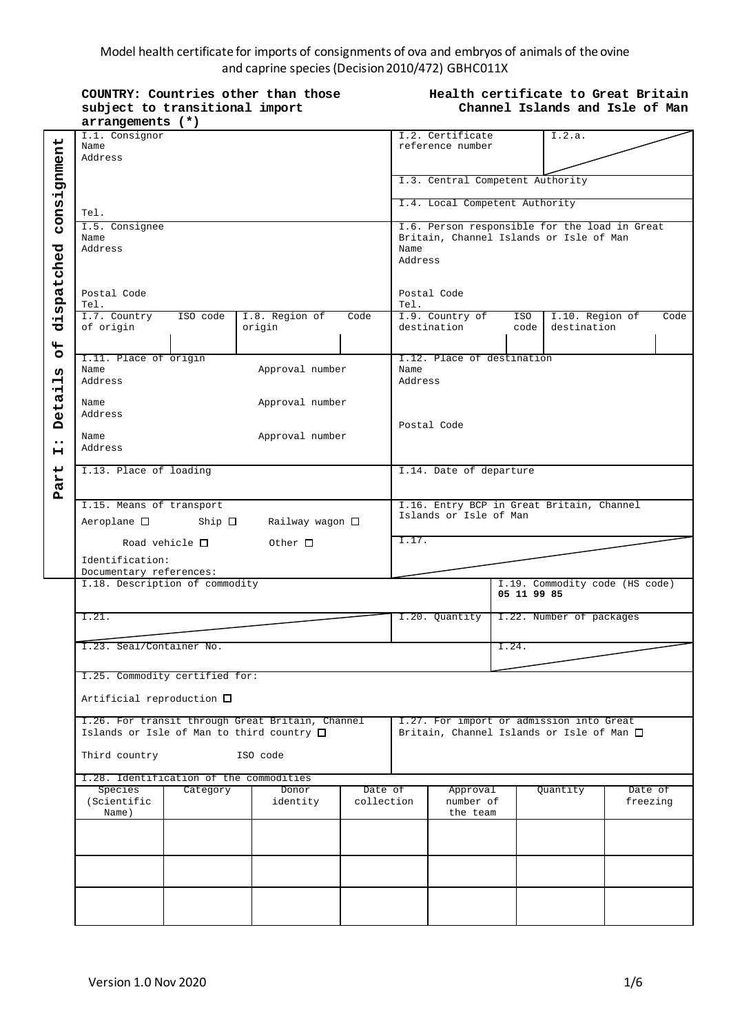Model health certificate for imports of consignments of ova and embryos of animals of the ovine and caprine species (Decision 2010/472) GBHC011X

**COUNTRY: Countries other than those subject to transitional import arrangements (*)**

**Health certificate to Great Britain Channel Islands and Isle of Man**

**Part I: Details of dispatched consignment**

| | |
|---|---|
| I.1. Consignor<br>Name<br>Address<br><br>Tel. | I.2. Certificate reference number<br>I.2.a.<br><br>I.3. Central Competent Authority<br><br>I.4. Local Competent Authority |
| I.5. Consignee<br>Name<br>Address<br><br>Postal Code<br>Tel. | I.6. Person responsible for the load in Great Britain, Channel Islands or Isle of Man<br>Name<br>Address<br><br>Postal Code<br>Tel. |
| I.7. Country of origin / ISO code / I.8. Region of origin / Code | I.9. Country of destination / ISO code / I.10. Region of destination / Code |
| I.11. Place of origin<br>Name / Approval number<br>Address<br>Name / Approval number<br>Address<br>Name / Approval number<br>Address | I.12. Place of destination<br>Name<br>Address<br><br>Postal Code |
| I.13. Place of loading | I.14. Date of departure |
| I.15. Means of transport<br>Aeroplane ☐ Ship ☐ Railway wagon ☐<br>Road vehicle ☐ Other ☐<br>Identification:<br>Documentary references: | I.16. Entry BCP in Great Britain, Channel Islands or Isle of Man<br><br>I.17. |
| I.18. Description of commodity | I.19. Commodity code (HS code)<br>**05 11 99 85** |
| I.21. | I.20. Quantity / I.22. Number of packages |
| I.23. Seal/Container No. | I.24. |
| I.25. Commodity certified for:<br>Artificial reproduction ☐ | |
| I.26. For transit through Great Britain, Channel Islands or Isle of Man to third country ☐<br>Third country / ISO code | I.27. For import or admission into Great Britain, Channel Islands or Isle of Man ☐ |

I.28. Identification of the commodities

| Species (Scientific Name) | Category | Donor identity | Date of collection | Approval number of the team | Quantity | Date of freezing |
|---|---|---|---|---|---|---|
| | | | | | | |
| | | | | | | |
| | | | | | | |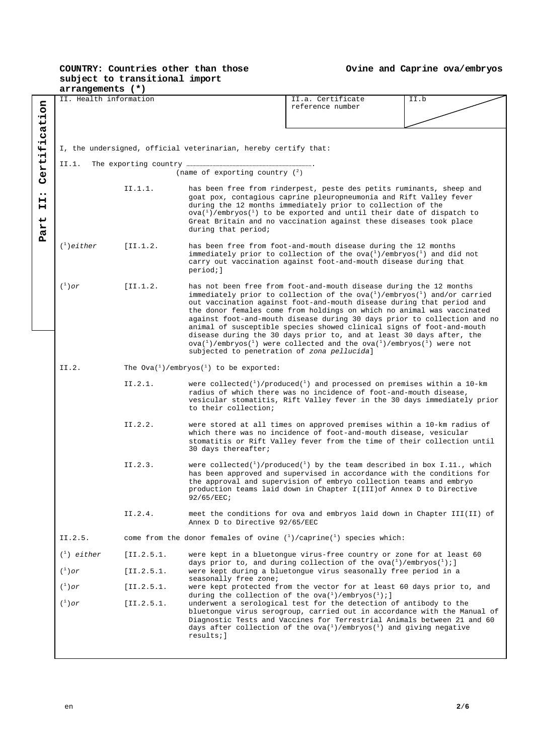**COUNTRY: Countries other than those subject to transitional import arrangements (*)**

**Ovine and Caprine ova/embryos**

**Part II: Certification**

| II. Health information | II.a. Certificate reference number | II.b |
|---|---|---|

I, the undersigned, official veterinarian, hereby certify that:

II.1. The exporting country …………………………………………………………………………….
(name of exporting country ([2]))

II.1.1. has been free from rinderpest, peste des petits ruminants, sheep and goat pox, contagious caprine pleuropneumonia and Rift Valley fever during the 12 months immediately prior to collection of the ova([1])/embryos([1]) to be exported and until their date of dispatch to Great Britain and no vaccination against these diseases took place during that period;

([1])*either* [II.1.2. has been free from foot-and-mouth disease during the 12 months immediately prior to collection of the ova([1])/embryos([1]) and did not carry out vaccination against foot-and-mouth disease during that period;]

([1])*or* [II.1.2. has not been free from foot-and-mouth disease during the 12 months immediately prior to collection of the ova([1])/embryos([1]) and/or carried out vaccination against foot-and-mouth disease during that period and the donor females come from holdings on which no animal was vaccinated against foot-and-mouth disease during 30 days prior to collection and no animal of susceptible species showed clinical signs of foot-and-mouth disease during the 30 days prior to, and at least 30 days after, the ova([1])/embryos([1]) were collected and the ova([1])/embryos([1]) were not subjected to penetration of *zona pellucida*]

II.2. The Ova([1])/embryos([1]) to be exported:

II.2.1. were collected([1])/produced([1]) and processed on premises within a 10-km radius of which there was no incidence of foot-and-mouth disease, vesicular stomatitis, Rift Valley fever in the 30 days immediately prior to their collection;

II.2.2. were stored at all times on approved premises within a 10-km radius of which there was no incidence of foot-and-mouth disease, vesicular stomatitis or Rift Valley fever from the time of their collection until 30 days thereafter;

II.2.3. were collected([1])/produced([1]) by the team described in box I.11., which has been approved and supervised in accordance with the conditions for the approval and supervision of embryo collection teams and embryo production teams laid down in Chapter I(III)of Annex D to Directive 92/65/EEC;

II.2.4. meet the conditions for ova and embryos laid down in Chapter III(II) of Annex D to Directive 92/65/EEC

II.2.5. come from the donor females of ovine ([1])/caprine([1]) species which:

([1]) *either* [II.2.5.1. were kept in a bluetongue virus-free country or zone for at least 60 days prior to, and during collection of the ova([1])/embryos([1]);]

([1])*or* [II.2.5.1. were kept during a bluetongue virus seasonally free period in a seasonally free zone;

([1])*or* [II.2.5.1. were kept protected from the vector for at least 60 days prior to, and during the collection of the ova([1])/embryos([1]);]

([1])*or* [II.2.5.1. underwent a serological test for the detection of antibody to the bluetongue virus serogroup, carried out in accordance with the Manual of Diagnostic Tests and Vaccines for Terrestrial Animals between 21 and 60 days after collection of the ova([1])/embryos([1]) and giving negative results;]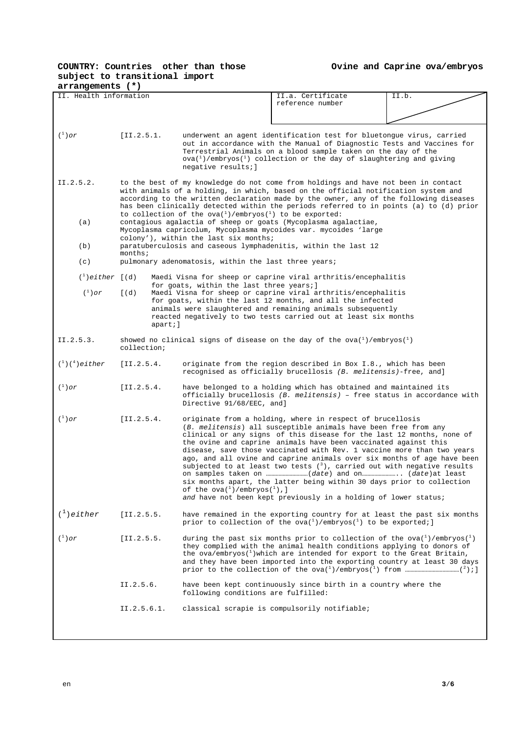**COUNTRY: Countries other than those subject to transitional import arrangements (*)**

**Ovine and Caprine ova/embryos**

| II. Health information | II.a. Certificate reference number | II.b. |
|---|---|---|

(1)*or* [II.2.5.1. underwent an agent identification test for bluetongue virus, carried out in accordance with the Manual of Diagnostic Tests and Vaccines for Terrestrial Animals on a blood sample taken on the day of the ova(1)/embryos(1) collection or the day of slaughtering and giving negative results;]

II.2.5.2. to the best of my knowledge do not come from holdings and have not been in contact with animals of a holding, in which, based on the official notification system and according to the written declaration made by the owner, any of the following diseases has been clinically detected within the periods referred to in points (a) to (d) prior to collection of the ova(1)/embryos(1) to be exported:

(a) contagious agalactia of sheep or goats (Mycoplasma agalactiae, Mycoplasma capricolum, Mycoplasma mycoides var. mycoides 'large colony'), within the last six months;

(b) paratuberculosis and caseous lymphadenitis, within the last 12 months;

(c) pulmonary adenomatosis, within the last three years;

(1)*either* [(d) Maedi Visna for sheep or caprine viral arthritis/encephalitis for goats, within the last three years;]

(1)*or* [(d) Maedi Visna for sheep or caprine viral arthritis/encephalitis for goats, within the last 12 months, and all the infected animals were slaughtered and remaining animals subsequently reacted negatively to two tests carried out at least six months apart;]

II.2.5.3. showed no clinical signs of disease on the day of the ova(1)/embryos(1) collection;

(1)(4)*either* [II.2.5.4. originate from the region described in Box I.8., which has been recognised as officially brucellosis *(B. melitensis)*-free, and]

(1)*or* [II.2.5.4. have belonged to a holding which has obtained and maintained its officially brucellosis *(B. melitensis)* – free status in accordance with Directive 91/68/EEC, and]

(1)*or* [II.2.5.4. originate from a holding, where in respect of brucellosis (*B. melitensis*) all susceptible animals have been free from any clinical or any signs of this disease for the last 12 months, none of the ovine and caprine animals have been vaccinated against this disease, save those vaccinated with Rev. 1 vaccine more than two years ago, and all ovine and caprine animals over six months of age have been subjected to at least two tests (3), carried out with negative results on samples taken on ………………………(*date*) and on…………………….. (*date*)at least six months apart, the latter being within 30 days prior to collection of the ova(1)/embryos(1),]
*and* have not been kept previously in a holding of lower status;

(1)*either* [II.2.5.5. have remained in the exporting country for at least the past six months prior to collection of the ova(1)/embryos(1) to be exported;]

(1)*or* [II.2.5.5. during the past six months prior to collection of the ova(1)/embryos(1) they complied with the animal health conditions applying to donors of the ova/embryos(1)which are intended for export to the Great Britain, and they have been imported into the exporting country at least 30 days prior to the collection of the ova(1)/embryos(1) from ………………………………(2);]

II.2.5.6. have been kept continuously since birth in a country where the following conditions are fulfilled:

II.2.5.6.1. classical scrapie is compulsorily notifiable;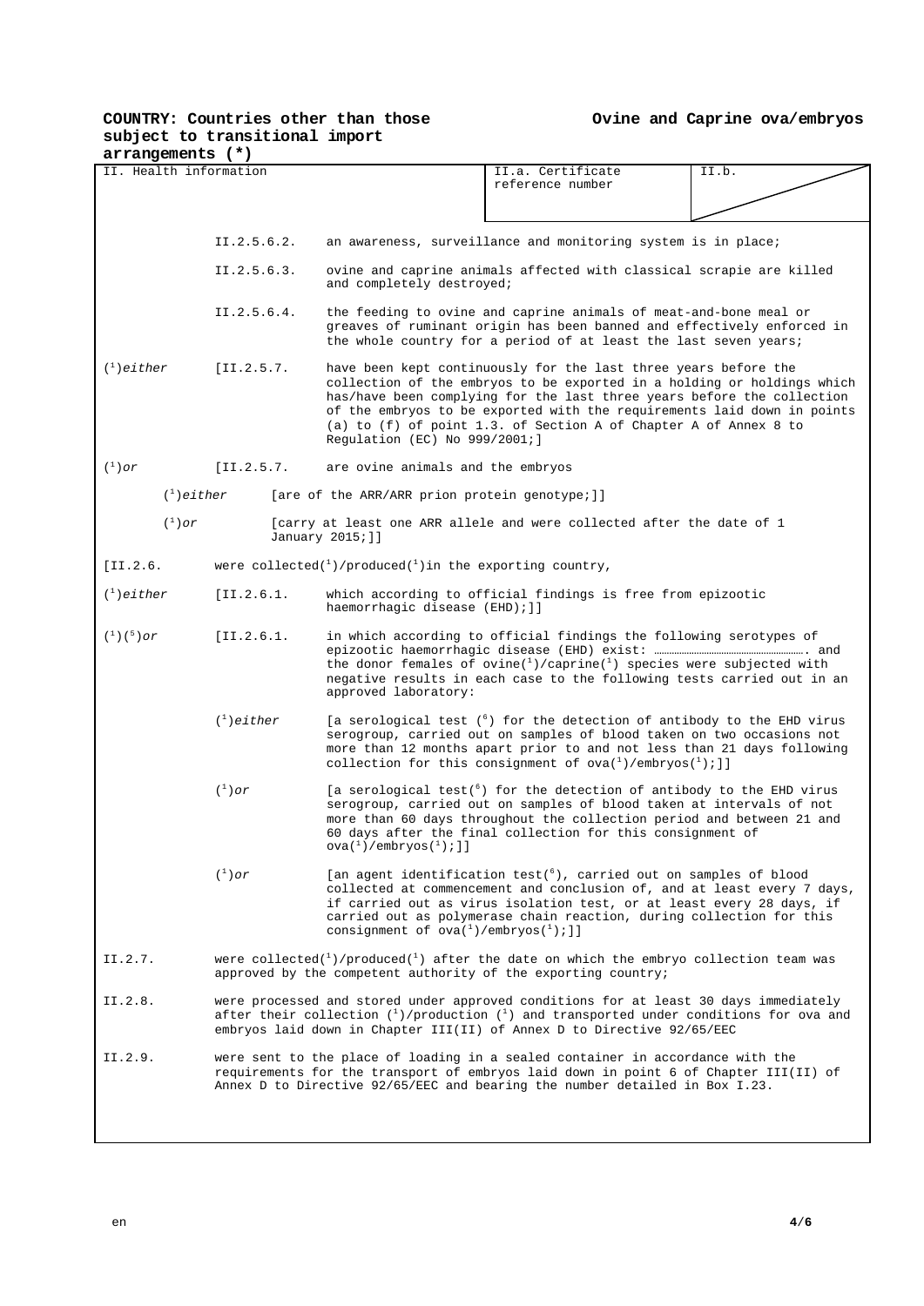**COUNTRY: Countries other than those subject to transitional import arrangements (*)**

**Ovine and Caprine ova/embryos**

| II. Health information | II.a. Certificate reference number | II.b. |
|---|---|---|

II.2.5.6.2. an awareness, surveillance and monitoring system is in place;

II.2.5.6.3. ovine and caprine animals affected with classical scrapie are killed and completely destroyed;

II.2.5.6.4. the feeding to ovine and caprine animals of meat-and-bone meal or greaves of ruminant origin has been banned and effectively enforced in the whole country for a period of at least the last seven years;

([1])*either* [II.2.5.7. have been kept continuously for the last three years before the collection of the embryos to be exported in a holding or holdings which has/have been complying for the last three years before the collection of the embryos to be exported with the requirements laid down in points (a) to (f) of point 1.3. of Section A of Chapter A of Annex 8 to Regulation (EC) No 999/2001;]

([1])*or* [II.2.5.7. are ovine animals and the embryos

([1])*either* [are of the ARR/ARR prion protein genotype;]]

([1])*or* [carry at least one ARR allele and were collected after the date of 1 January 2015;]]

[II.2.6. were collected([1])/produced([1])in the exporting country,

([1])*either* [II.2.6.1. which according to official findings is free from epizootic haemorrhagic disease (EHD);]]

([1])([5])*or* [II.2.6.1. in which according to official findings the following serotypes of epizootic haemorrhagic disease (EHD) exist: ……………………………………………. and the donor females of ovine([1])/caprine([1]) species were subjected with negative results in each case to the following tests carried out in an approved laboratory:

([1])*either* [a serological test ([6]) for the detection of antibody to the EHD virus serogroup, carried out on samples of blood taken on two occasions not more than 12 months apart prior to and not less than 21 days following collection for this consignment of ova([1])/embryos([1]);]]

([1])*or* [a serological test([6]) for the detection of antibody to the EHD virus serogroup, carried out on samples of blood taken at intervals of not more than 60 days throughout the collection period and between 21 and 60 days after the final collection for this consignment of ova([1])/embryos([1]);]]

([1])*or* [an agent identification test([6]), carried out on samples of blood collected at commencement and conclusion of, and at least every 7 days, if carried out as virus isolation test, or at least every 28 days, if carried out as polymerase chain reaction, during collection for this consignment of ova([1])/embryos([1]);]]

II.2.7. were collected([1])/produced([1]) after the date on which the embryo collection team was approved by the competent authority of the exporting country;

II.2.8. were processed and stored under approved conditions for at least 30 days immediately after their collection ([1])/production ([1]) and transported under conditions for ova and embryos laid down in Chapter III(II) of Annex D to Directive 92/65/EEC

II.2.9. were sent to the place of loading in a sealed container in accordance with the requirements for the transport of embryos laid down in point 6 of Chapter III(II) of Annex D to Directive 92/65/EEC and bearing the number detailed in Box I.23.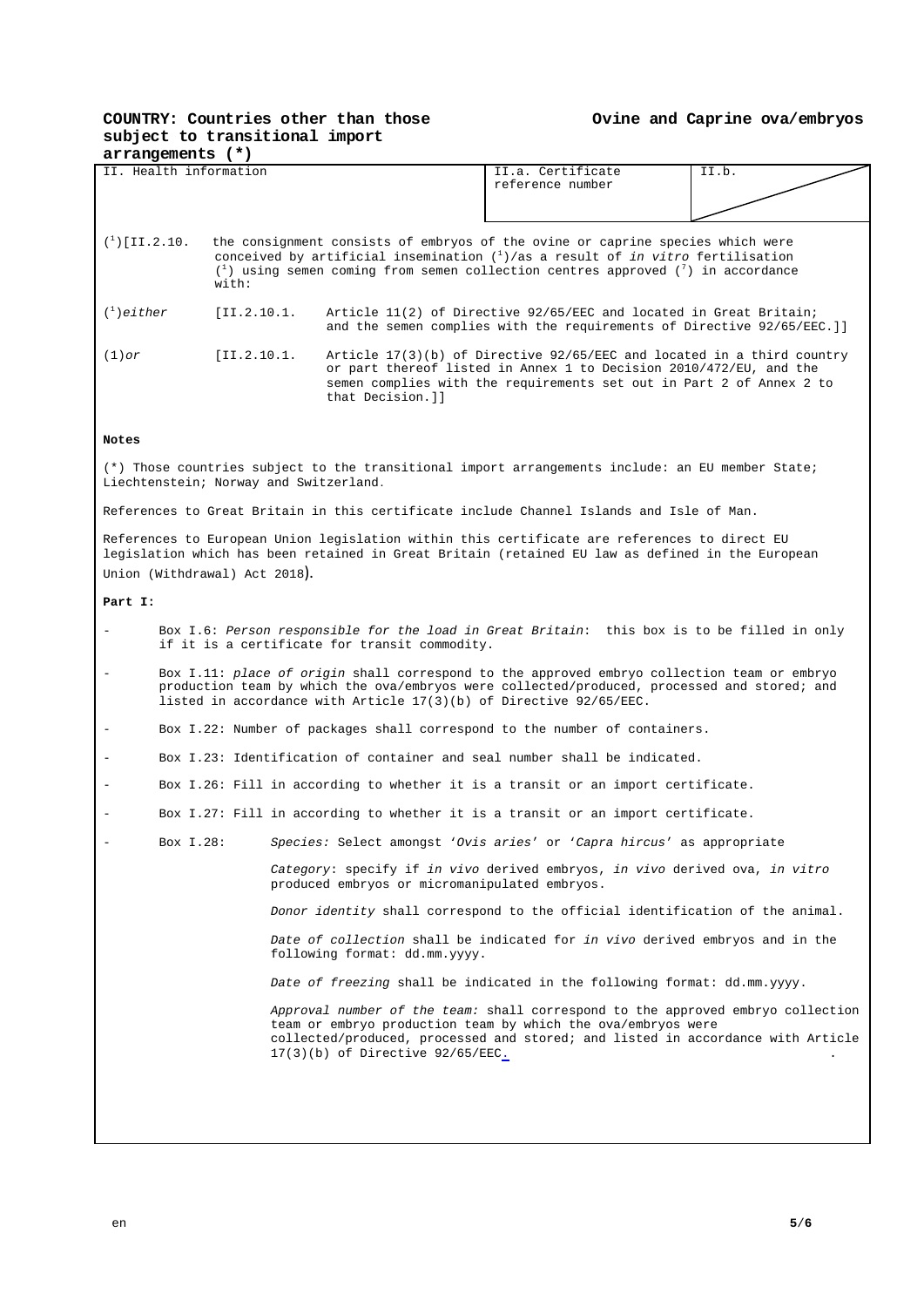**COUNTRY: Countries other than those subject to transitional import arrangements (*)**

**Ovine and Caprine ova/embryos**

| II. Health information | II.a. Certificate reference number | II.b. |
|---|---|---|

([1])[II.2.10. the consignment consists of embryos of the ovine or caprine species which were conceived by artificial insemination ([1])/as a result of *in vitro* fertilisation ([1]) using semen coming from semen collection centres approved ([7]) in accordance with:

([1])*either* [II.2.10.1. Article 11(2) of Directive 92/65/EEC and located in Great Britain; and the semen complies with the requirements of Directive 92/65/EEC.]]

(1)*or* [II.2.10.1. Article 17(3)(b) of Directive 92/65/EEC and located in a third country or part thereof listed in Annex 1 to Decision 2010/472/EU, and the semen complies with the requirements set out in Part 2 of Annex 2 to that Decision.]]

**Notes**

(*) Those countries subject to the transitional import arrangements include: an EU member State; Liechtenstein; Norway and Switzerland.

References to Great Britain in this certificate include Channel Islands and Isle of Man.

References to European Union legislation within this certificate are references to direct EU legislation which has been retained in Great Britain (retained EU law as defined in the European Union (Withdrawal) Act 2018).

**Part I:**

- Box I.6: *Person responsible for the load in Great Britain*: this box is to be filled in only if it is a certificate for transit commodity.
- Box I.11: *place of origin* shall correspond to the approved embryo collection team or embryo production team by which the ova/embryos were collected/produced, processed and stored; and listed in accordance with Article 17(3)(b) of Directive 92/65/EEC.
- Box I.22: Number of packages shall correspond to the number of containers.
- Box I.23: Identification of container and seal number shall be indicated.
- Box I.26: Fill in according to whether it is a transit or an import certificate.
- Box I.27: Fill in according to whether it is a transit or an import certificate.
- Box I.28: *Species:* Select amongst '*Ovis aries*' or '*Capra hircus*' as appropriate

  *Category*: specify if *in vivo* derived embryos, *in vivo* derived ova, *in vitro* produced embryos or micromanipulated embryos.

  *Donor identity* shall correspond to the official identification of the animal.

  *Date of collection* shall be indicated for *in vivo* derived embryos and in the following format: dd.mm.yyyy.

  *Date of freezing* shall be indicated in the following format: dd.mm.yyyy.

  *Approval number of the team:* shall correspond to the approved embryo collection team or embryo production team by which the ova/embryos were collected/produced, processed and stored; and listed in accordance with Article 17(3)(b) of Directive 92/65/EEC.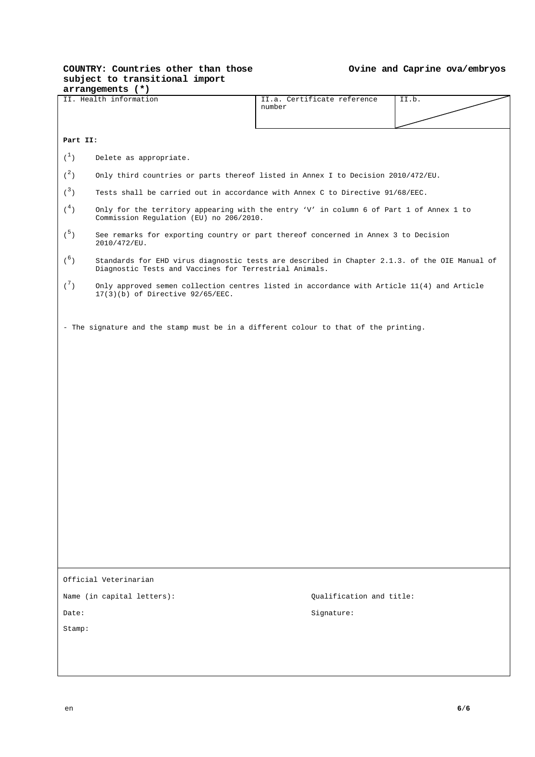**COUNTRY: Countries other than those subject to transitional import arrangements (*)**

**Ovine and Caprine ova/embryos**

| II. Health information | II.a. Certificate reference number | II.b. |
|---|---|---|

**Part II:**

(1) Delete as appropriate.

(2) Only third countries or parts thereof listed in Annex I to Decision 2010/472/EU.

(3) Tests shall be carried out in accordance with Annex C to Directive 91/68/EEC.

(4) Only for the territory appearing with the entry 'V' in column 6 of Part 1 of Annex 1 to Commission Regulation (EU) no 206/2010.

(5) See remarks for exporting country or part thereof concerned in Annex 3 to Decision 2010/472/EU.

(6) Standards for EHD virus diagnostic tests are described in Chapter 2.1.3. of the OIE Manual of Diagnostic Tests and Vaccines for Terrestrial Animals.

(7) Only approved semen collection centres listed in accordance with Article 11(4) and Article 17(3)(b) of Directive 92/65/EEC.

- The signature and the stamp must be in a different colour to that of the printing.

Official Veterinarian

Name (in capital letters): Qualification and title:

Date: Signature:

Stamp: